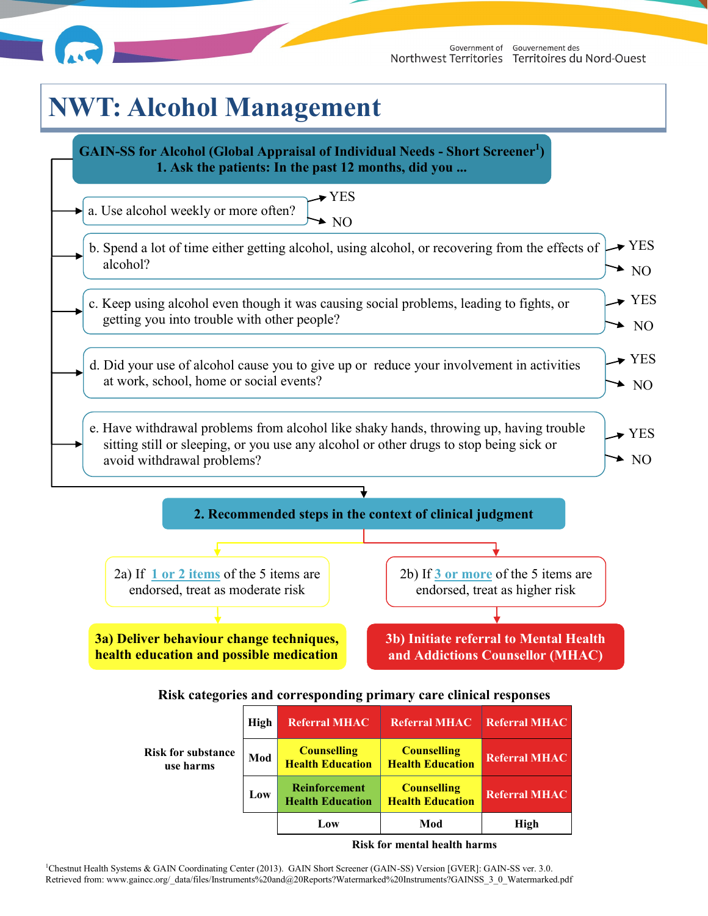# NWT: Alcohol Management

## GAIN-SS for Alcohol (Global Appraisal of Individual Needs - Short Screener[1])

**1. Ask the patients: In the past 12 months, did you ...**

- a. Use alcohol weekly or more often? — YES / NO
- b. Spend a lot of time either getting alcohol, using alcohol, or recovering from the effects of alcohol? — YES / NO
- c. Keep using alcohol even though it was causing social problems, leading to fights, or getting you into trouble with other people? — YES / NO
- d. Did your use of alcohol cause you to give up or reduce your involvement in activities at work, school, home or social events? — YES / NO
- e. Have withdrawal problems from alcohol like shaky hands, throwing up, having trouble sitting still or sleeping, or you use any alcohol or other drugs to stop being sick or avoid withdrawal problems? — YES / NO

## 2. Recommended steps in the context of clinical judgment

2a) If 1 or 2 items of the 5 items are endorsed, treat as moderate risk

**3a) Deliver behaviour change techniques, health education and possible medication**

2b) If 3 or more of the 5 items are endorsed, treat as higher risk

**3b) Initiate referral to Mental Health and Addictions Counsellor (MHAC)**

**Risk categories and corresponding primary care clinical responses**

| Risk for substance use harms | | Low | Mod | High |
|---|---|---|---|---|
| | **High** | Referral MHAC | Referral MHAC | Referral MHAC |
| | **Mod** | Counselling Health Education | Counselling Health Education | Referral MHAC |
| | **Low** | Reinforcement Health Education | Counselling Health Education | Referral MHAC |

**Risk for mental health harms** (columns: Low, Mod, High)

[1]Chestnut Health Systems & GAIN Coordinating Center (2013). GAIN Short Screener (GAIN-SS) Version [GVER]: GAIN-SS ver. 3.0. Retrieved from: www.gaincc.org/_data/files/Instruments%20and@20Reports?Watermarked%20Instruments?GAINSS_3_0_Watermarked.pdf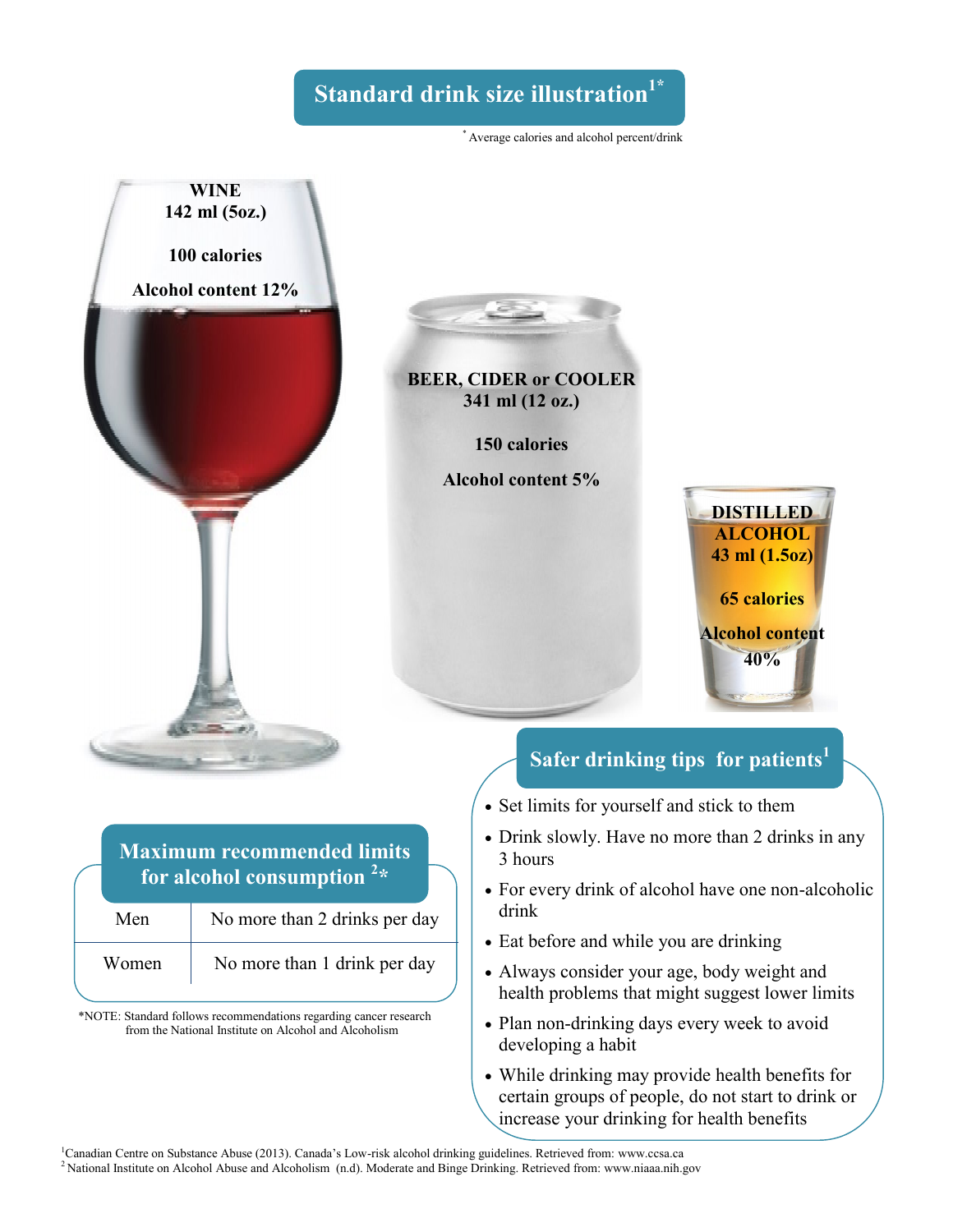## Standard drink size illustration[1*]

[*] Average calories and alcohol percent/drink

**WINE**
**142 ml (5oz.)**

**100 calories**

**Alcohol content 12%**

**BEER, CIDER or COOLER**
**341 ml (12 oz.)**

**150 calories**

**Alcohol content 5%**

**DISTILLED ALCOHOL**
**43 ml (1.5oz)**

**65 calories**

**Alcohol content 40%**

## Safer drinking tips for patients[1]

- Set limits for yourself and stick to them
- Drink slowly. Have no more than 2 drinks in any 3 hours
- For every drink of alcohol have one non-alcoholic drink
- Eat before and while you are drinking
- Always consider your age, body weight and health problems that might suggest lower limits
- Plan non-drinking days every week to avoid developing a habit
- While drinking may provide health benefits for certain groups of people, do not start to drink or increase your drinking for health benefits

## Maximum recommended limits for alcohol consumption [2*]

| | |
|---|---|
| Men | No more than 2 drinks per day |
| Women | No more than 1 drink per day |

*NOTE: Standard follows recommendations regarding cancer research from the National Institute on Alcohol and Alcoholism

[1]Canadian Centre on Substance Abuse (2013). Canada's Low-risk alcohol drinking guidelines. Retrieved from: www.ccsa.ca
[2] National Institute on Alcohol Abuse and Alcoholism (n.d). Moderate and Binge Drinking. Retrieved from: www.niaaa.nih.gov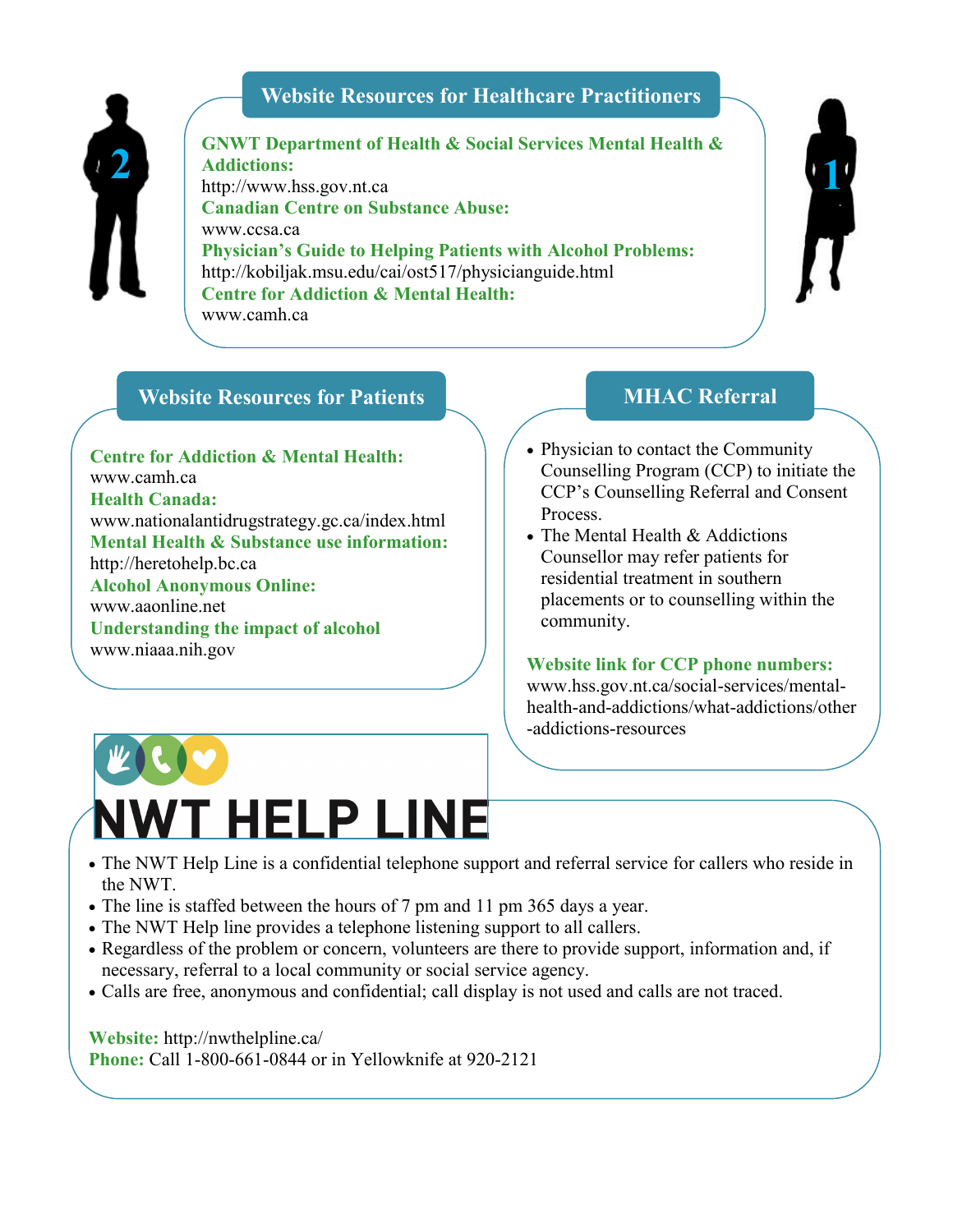## Website Resources for Healthcare Practitioners

**GNWT Department of Health & Social Services Mental Health & Addictions:**
http://www.hss.gov.nt.ca

**Canadian Centre on Substance Abuse:**
www.ccsa.ca

**Physician's Guide to Helping Patients with Alcohol Problems:**
http://kobiljak.msu.edu/cai/ost517/physicianguide.html

**Centre for Addiction & Mental Health:**
www.camh.ca

## Website Resources for Patients

**Centre for Addiction & Mental Health:**
www.camh.ca

**Health Canada:**
www.nationalantidrugstrategy.gc.ca/index.html

**Mental Health & Substance use information:**
http://heretohelp.bc.ca

**Alcohol Anonymous Online:**
www.aaonline.net

**Understanding the impact of alcohol**
www.niaaa.nih.gov

## MHAC Referral

- Physician to contact the Community Counselling Program (CCP) to initiate the CCP's Counselling Referral and Consent Process.
- The Mental Health & Addictions Counsellor may refer patients for residential treatment in southern placements or to counselling within the community.

**Website link for CCP phone numbers:**
www.hss.gov.nt.ca/social-services/mental-health-and-addictions/what-addictions/other-addictions-resources

## NWT HELP LINE

- The NWT Help Line is a confidential telephone support and referral service for callers who reside in the NWT.
- The line is staffed between the hours of 7 pm and 11 pm 365 days a year.
- The NWT Help line provides a telephone listening support to all callers.
- Regardless of the problem or concern, volunteers are there to provide support, information and, if necessary, referral to a local community or social service agency.
- Calls are free, anonymous and confidential; call display is not used and calls are not traced.

**Website:** http://nwthelpline.ca/
**Phone:** Call 1-800-661-0844 or in Yellowknife at 920-2121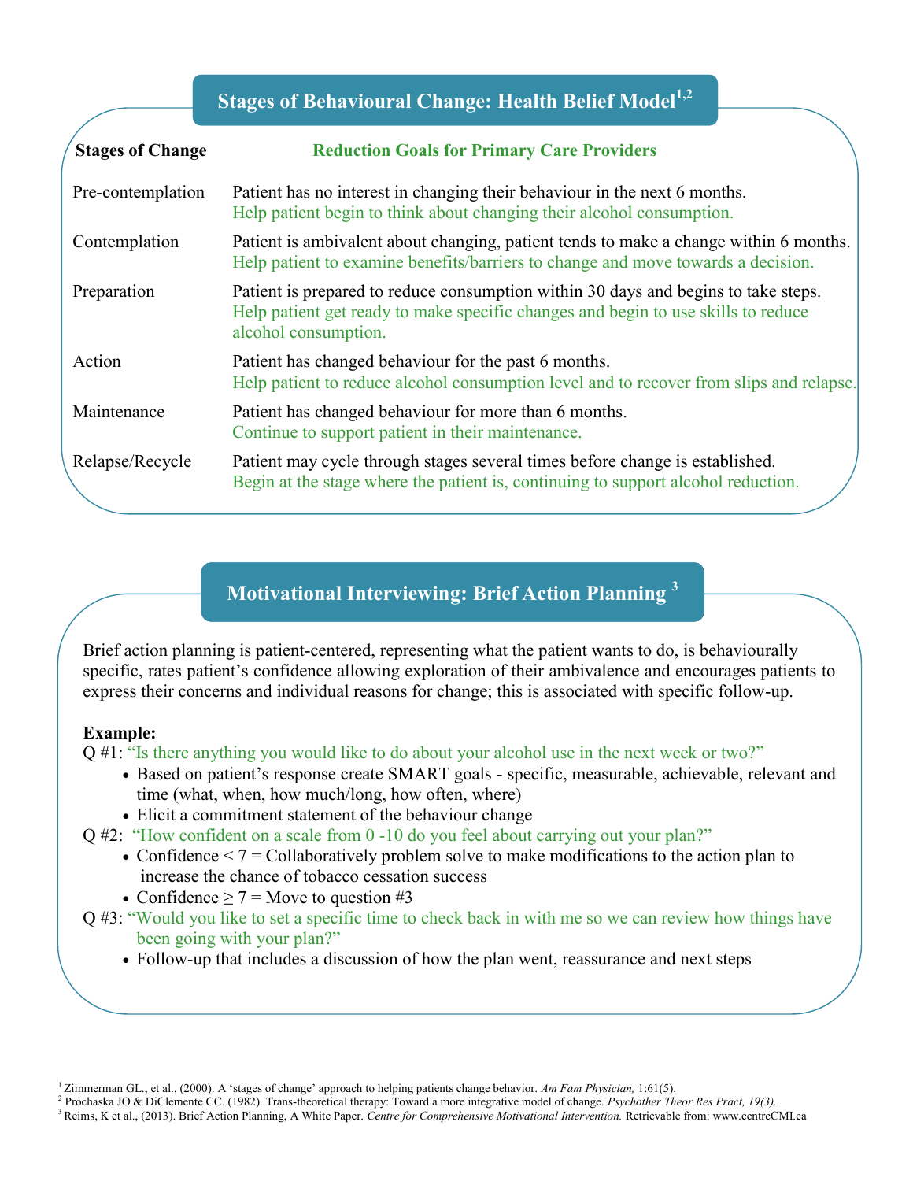## Stages of Behavioural Change: Health Belief Model[1,2]

| Stages of Change | Reduction Goals for Primary Care Providers |
|---|---|
| Pre-contemplation | Patient has no interest in changing their behaviour in the next 6 months. Help patient begin to think about changing their alcohol consumption. |
| Contemplation | Patient is ambivalent about changing, patient tends to make a change within 6 months. Help patient to examine benefits/barriers to change and move towards a decision. |
| Preparation | Patient is prepared to reduce consumption within 30 days and begins to take steps. Help patient get ready to make specific changes and begin to use skills to reduce alcohol consumption. |
| Action | Patient has changed behaviour for the past 6 months. Help patient to reduce alcohol consumption level and to recover from slips and relapse. |
| Maintenance | Patient has changed behaviour for more than 6 months. Continue to support patient in their maintenance. |
| Relapse/Recycle | Patient may cycle through stages several times before change is established. Begin at the stage where the patient is, continuing to support alcohol reduction. |

## Motivational Interviewing: Brief Action Planning [3]

Brief action planning is patient-centered, representing what the patient wants to do, is behaviourally specific, rates patient's confidence allowing exploration of their ambivalence and encourages patients to express their concerns and individual reasons for change; this is associated with specific follow-up.

**Example:**

Q #1: "Is there anything you would like to do about your alcohol use in the next week or two?"

- Based on patient's response create SMART goals - specific, measurable, achievable, relevant and time (what, when, how much/long, how often, where)
- Elicit a commitment statement of the behaviour change

Q #2: "How confident on a scale from 0 -10 do you feel about carrying out your plan?"

- Confidence < 7 = Collaboratively problem solve to make modifications to the action plan to increase the chance of tobacco cessation success
- Confidence ≥ 7 = Move to question #3

Q #3: "Would you like to set a specific time to check back in with me so we can review how things have been going with your plan?"

- Follow-up that includes a discussion of how the plan went, reassurance and next steps

[1] Zimmerman GL., et al., (2000). A 'stages of change' approach to helping patients change behavior. *Am Fam Physician,* 1:61(5).

[2] Prochaska JO & DiClemente CC. (1982). Trans-theoretical therapy: Toward a more integrative model of change. *Psychother Theor Res Pract, 19(3).*

[3] Reims, K et al., (2013). Brief Action Planning, A White Paper. *Centre for Comprehensive Motivational Intervention.* Retrievable from: www.centreCMI.ca